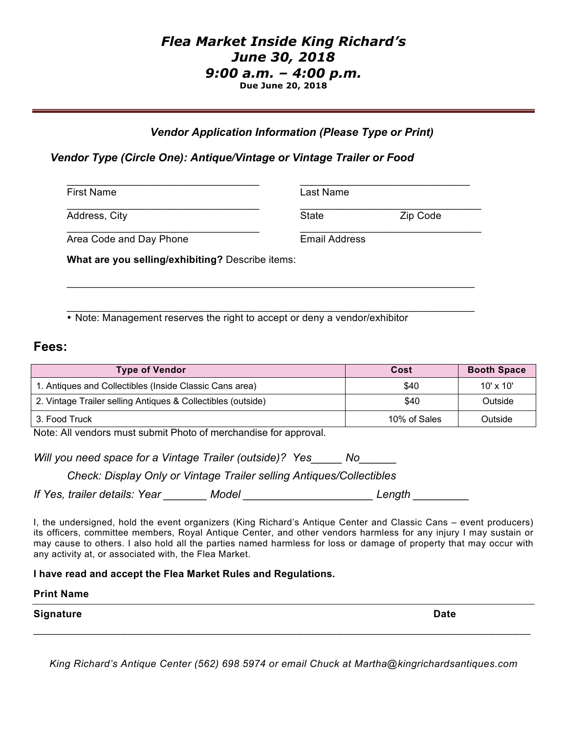# *Flea Market Inside King Richard's*
# *June 30, 2018*
# *9:00 a.m. – 4:00 p.m.*

**Due June 20, 2018**

---

***Vendor Application Information (Please Type or Print)***

***Vendor Type (Circle One): Antique/Vintage or Vintage Trailer or Food***

________________________________ ________________________________
First Name Last Name

________________________________ ________________________________
Address, City State Zip Code

________________________________ ________________________________
Area Code and Day Phone Email Address

**What are you selling/exhibiting?** Describe items:

______________________________________________________________________

______________________________________________________________________

- Note: Management reserves the right to accept or deny a vendor/exhibitor

## Fees:

| Type of Vendor | Cost | Booth Space |
|---|---|---|
| 1. Antiques and Collectibles (Inside Classic Cans area) | $40 | 10' x 10' |
| 2. Vintage Trailer selling Antiques & Collectibles (outside) | $40 | Outside |
| 3. Food Truck | 10% of Sales | Outside |

Note: All vendors must submit Photo of merchandise for approval.

*Will you need space for a Vintage Trailer (outside)? Yes_____ No______*

*Check: Display Only or Vintage Trailer selling Antiques/Collectibles*

*If Yes, trailer details: Year _______ Model ____________________ Length _________*

I, the undersigned, hold the event organizers (King Richard's Antique Center and Classic Cans – event producers) its officers, committee members, Royal Antique Center, and other vendors harmless for any injury I may sustain or may cause to others. I also hold all the parties named harmless for loss or damage of property that may occur with any activity at, or associated with, the Flea Market.

**I have read and accept the Flea Market Rules and Regulations.**

**Print Name** ______________________________________________________________________

**Signature** **Date**

______________________________________________________________________

*King Richard's Antique Center (562) 698 5974 or email Chuck at Martha@kingrichardsantiques.com*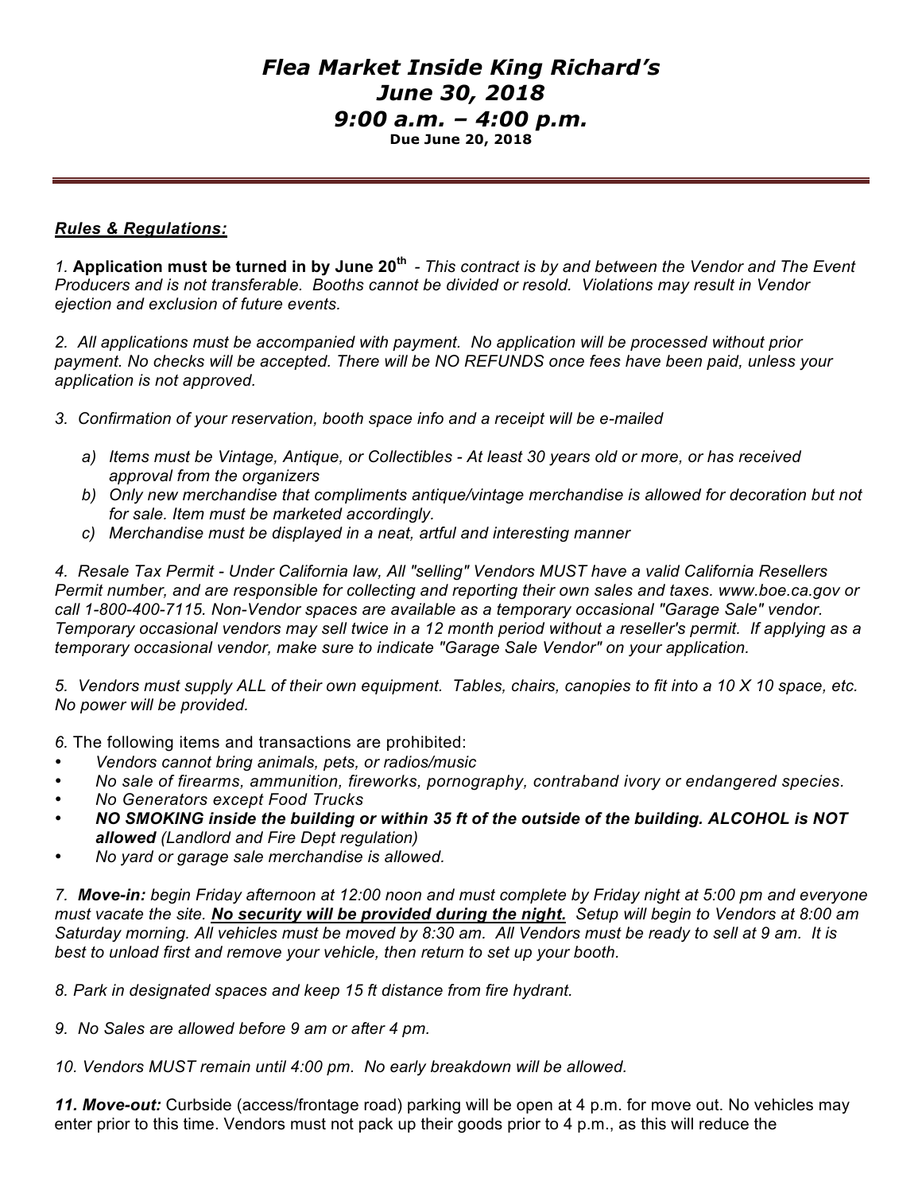# *Flea Market Inside King Richard's*
# *June 30, 2018*
# *9:00 a.m. – 4:00 p.m.*

**Due June 20, 2018**

---

***Rules & Regulations:***

*1.* **Application must be turned in by June 20th** *- This contract is by and between the Vendor and The Event Producers and is not transferable. Booths cannot be divided or resold. Violations may result in Vendor ejection and exclusion of future events.*

*2. All applications must be accompanied with payment. No application will be processed without prior payment. No checks will be accepted. There will be NO REFUNDS once fees have been paid, unless your application is not approved.*

*3. Confirmation of your reservation, booth space info and a receipt will be e-mailed*

*a) Items must be Vintage, Antique, or Collectibles - At least 30 years old or more, or has received approval from the organizers*
*b) Only new merchandise that compliments antique/vintage merchandise is allowed for decoration but not for sale. Item must be marketed accordingly.*
*c) Merchandise must be displayed in a neat, artful and interesting manner*

*4. Resale Tax Permit - Under California law, All "selling" Vendors MUST have a valid California Resellers Permit number, and are responsible for collecting and reporting their own sales and taxes. www.boe.ca.gov or call 1-800-400-7115. Non-Vendor spaces are available as a temporary occasional "Garage Sale" vendor. Temporary occasional vendors may sell twice in a 12 month period without a reseller's permit. If applying as a temporary occasional vendor, make sure to indicate "Garage Sale Vendor" on your application.*

*5. Vendors must supply ALL of their own equipment. Tables, chairs, canopies to fit into a 10 X 10 space, etc. No power will be provided.*

*6.* The following items and transactions are prohibited:

- *Vendors cannot bring animals, pets, or radios/music*
- *No sale of firearms, ammunition, fireworks, pornography, contraband ivory or endangered species.*
- *No Generators except Food Trucks*
- ***NO SMOKING inside the building or within 35 ft of the outside of the building. ALCOHOL is NOT allowed*** *(Landlord and Fire Dept regulation)*
- *No yard or garage sale merchandise is allowed.*

*7.* ***Move-in:*** *begin Friday afternoon at 12:00 noon and must complete by Friday night at 5:00 pm and everyone must vacate the site.* ***No security will be provided during the night.*** *Setup will begin to Vendors at 8:00 am Saturday morning. All vehicles must be moved by 8:30 am. All Vendors must be ready to sell at 9 am. It is best to unload first and remove your vehicle, then return to set up your booth.*

*8. Park in designated spaces and keep 15 ft distance from fire hydrant.*

*9. No Sales are allowed before 9 am or after 4 pm.*

*10. Vendors MUST remain until 4:00 pm. No early breakdown will be allowed.*

***11. Move-out:*** Curbside (access/frontage road) parking will be open at 4 p.m. for move out. No vehicles may enter prior to this time. Vendors must not pack up their goods prior to 4 p.m., as this will reduce the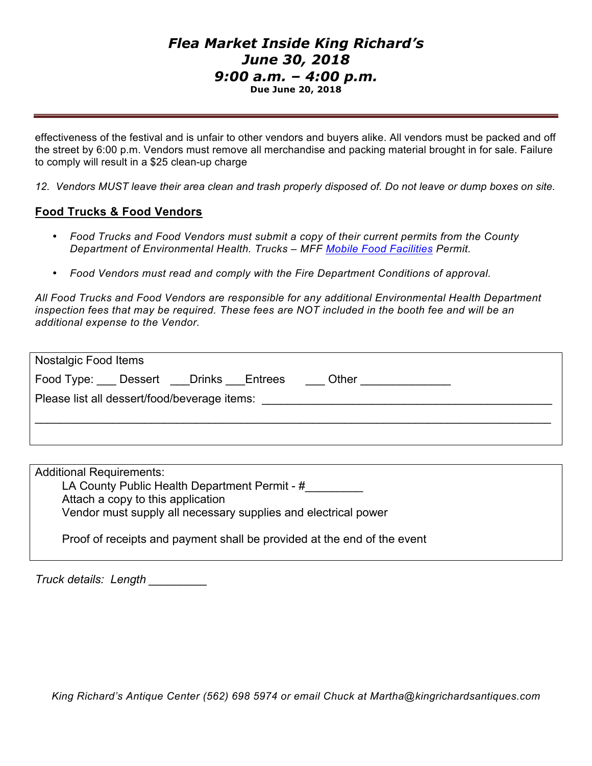effectiveness of the festival and is unfair to other vendors and buyers alike. All vendors must be packed and off the street by 6:00 p.m. Vendors must remove all merchandise and packing material brought in for sale. Failure to comply will result in a $25 clean-up charge

*12. Vendors MUST leave their area clean and trash properly disposed of. Do not leave or dump boxes on site.*

## **Food Trucks & Food Vendors**

- *Food Trucks and Food Vendors must submit a copy of their current permits from the County Department of Environmental Health. Trucks – MFF Mobile Food Facilities Permit.*
- *Food Vendors must read and comply with the Fire Department Conditions of approval.*

*All Food Trucks and Food Vendors are responsible for any additional Environmental Health Department inspection fees that may be required. These fees are NOT included in the booth fee and will be an additional expense to the Vendor.*

Nostalgic Food Items

Food Type: ___ Dessert ___Drinks ___Entrees ___ Other _____________

Please list all dessert/food/beverage items: _____________________________________________

_______________________________________________________________________________

Additional Requirements:

LA County Public Health Department Permit - #_________

Attach a copy to this application

Vendor must supply all necessary supplies and electrical power

Proof of receipts and payment shall be provided at the end of the event

*Truck details: Length _________*